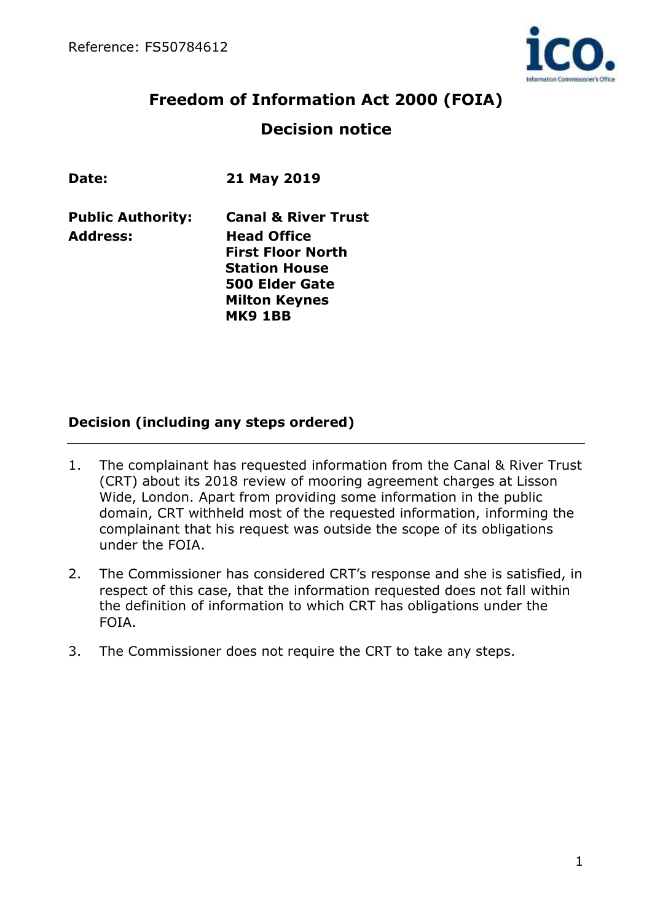Reference: FS50784612

# Freedom of Information Act 2000 (FOIA)

## Decision notice

| | |
|---|---|
| **Date:** | **21 May 2019** |
| **Public Authority:** | **Canal & River Trust** |
| **Address:** | **Head Office**<br>**First Floor North**<br>**Station House**<br>**500 Elder Gate**<br>**Milton Keynes**<br>**MK9 1BB** |

### Decision (including any steps ordered)

---

1. The complainant has requested information from the Canal & River Trust (CRT) about its 2018 review of mooring agreement charges at Lisson Wide, London. Apart from providing some information in the public domain, CRT withheld most of the requested information, informing the complainant that his request was outside the scope of its obligations under the FOIA.

2. The Commissioner has considered CRT's response and she is satisfied, in respect of this case, that the information requested does not fall within the definition of information to which CRT has obligations under the FOIA.

3. The Commissioner does not require the CRT to take any steps.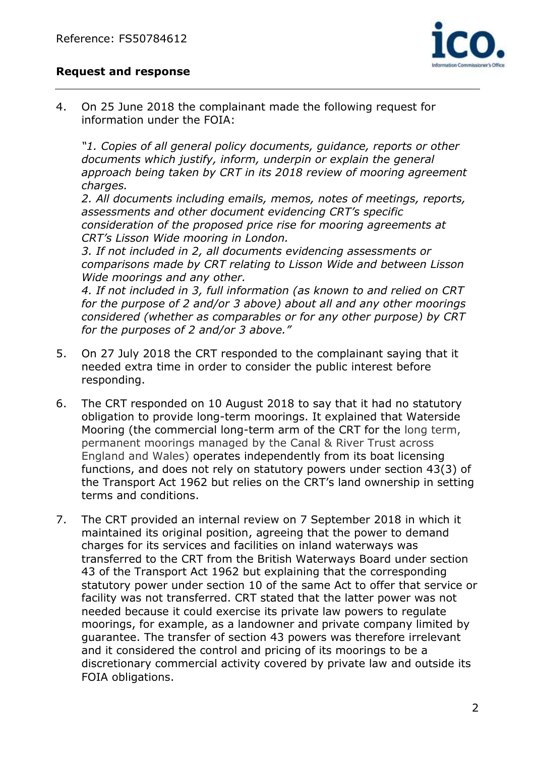## Request and response

4. On 25 June 2018 the complainant made the following request for information under the FOIA:

   *"1. Copies of all general policy documents, guidance, reports or other documents which justify, inform, underpin or explain the general approach being taken by CRT in its 2018 review of mooring agreement charges.*
   *2. All documents including emails, memos, notes of meetings, reports, assessments and other document evidencing CRT's specific consideration of the proposed price rise for mooring agreements at CRT's Lisson Wide mooring in London.*
   *3. If not included in 2, all documents evidencing assessments or comparisons made by CRT relating to Lisson Wide and between Lisson Wide moorings and any other.*
   *4. If not included in 3, full information (as known to and relied on CRT for the purpose of 2 and/or 3 above) about all and any other moorings considered (whether as comparables or for any other purpose) by CRT for the purposes of 2 and/or 3 above."*

5. On 27 July 2018 the CRT responded to the complainant saying that it needed extra time in order to consider the public interest before responding.

6. The CRT responded on 10 August 2018 to say that it had no statutory obligation to provide long-term moorings. It explained that Waterside Mooring (the commercial long-term arm of the CRT for the long term, permanent moorings managed by the Canal & River Trust across England and Wales) operates independently from its boat licensing functions, and does not rely on statutory powers under section 43(3) of the Transport Act 1962 but relies on the CRT's land ownership in setting terms and conditions.

7. The CRT provided an internal review on 7 September 2018 in which it maintained its original position, agreeing that the power to demand charges for its services and facilities on inland waterways was transferred to the CRT from the British Waterways Board under section 43 of the Transport Act 1962 but explaining that the corresponding statutory power under section 10 of the same Act to offer that service or facility was not transferred. CRT stated that the latter power was not needed because it could exercise its private law powers to regulate moorings, for example, as a landowner and private company limited by guarantee. The transfer of section 43 powers was therefore irrelevant and it considered the control and pricing of its moorings to be a discretionary commercial activity covered by private law and outside its FOIA obligations.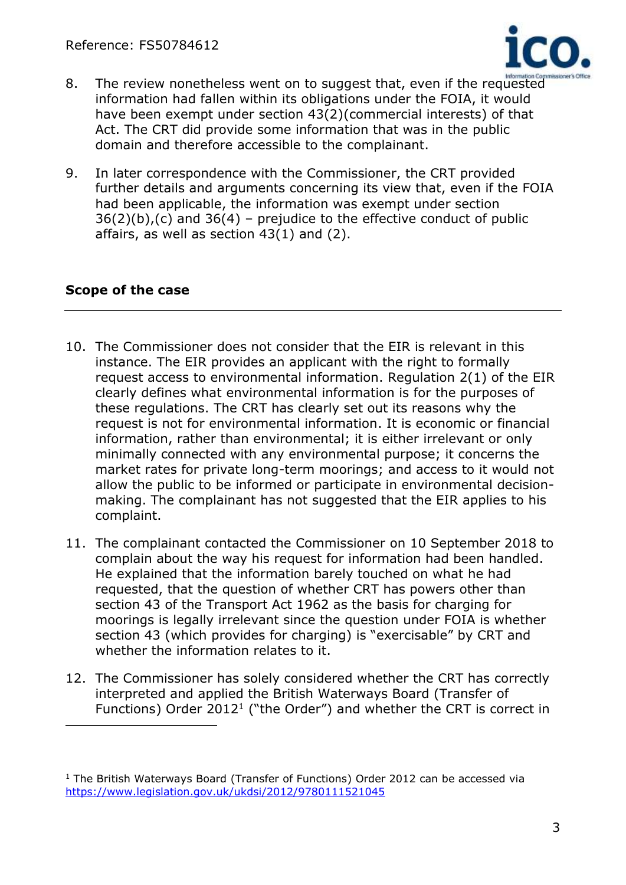8. The review nonetheless went on to suggest that, even if the requested information had fallen within its obligations under the FOIA, it would have been exempt under section 43(2)(commercial interests) of that Act. The CRT did provide some information that was in the public domain and therefore accessible to the complainant.

9. In later correspondence with the Commissioner, the CRT provided further details and arguments concerning its view that, even if the FOIA had been applicable, the information was exempt under section 36(2)(b),(c) and 36(4) – prejudice to the effective conduct of public affairs, as well as section 43(1) and (2).

## Scope of the case

10. The Commissioner does not consider that the EIR is relevant in this instance. The EIR provides an applicant with the right to formally request access to environmental information. Regulation 2(1) of the EIR clearly defines what environmental information is for the purposes of these regulations. The CRT has clearly set out its reasons why the request is not for environmental information. It is economic or financial information, rather than environmental; it is either irrelevant or only minimally connected with any environmental purpose; it concerns the market rates for private long-term moorings; and access to it would not allow the public to be informed or participate in environmental decision-making. The complainant has not suggested that the EIR applies to his complaint.

11. The complainant contacted the Commissioner on 10 September 2018 to complain about the way his request for information had been handled. He explained that the information barely touched on what he had requested, that the question of whether CRT has powers other than section 43 of the Transport Act 1962 as the basis for charging for moorings is legally irrelevant since the question under FOIA is whether section 43 (which provides for charging) is "exercisable" by CRT and whether the information relates to it.

12. The Commissioner has solely considered whether the CRT has correctly interpreted and applied the British Waterways Board (Transfer of Functions) Order 2012[1] ("the Order") and whether the CRT is correct in

[1] The British Waterways Board (Transfer of Functions) Order 2012 can be accessed via https://www.legislation.gov.uk/ukdsi/2012/9780111521045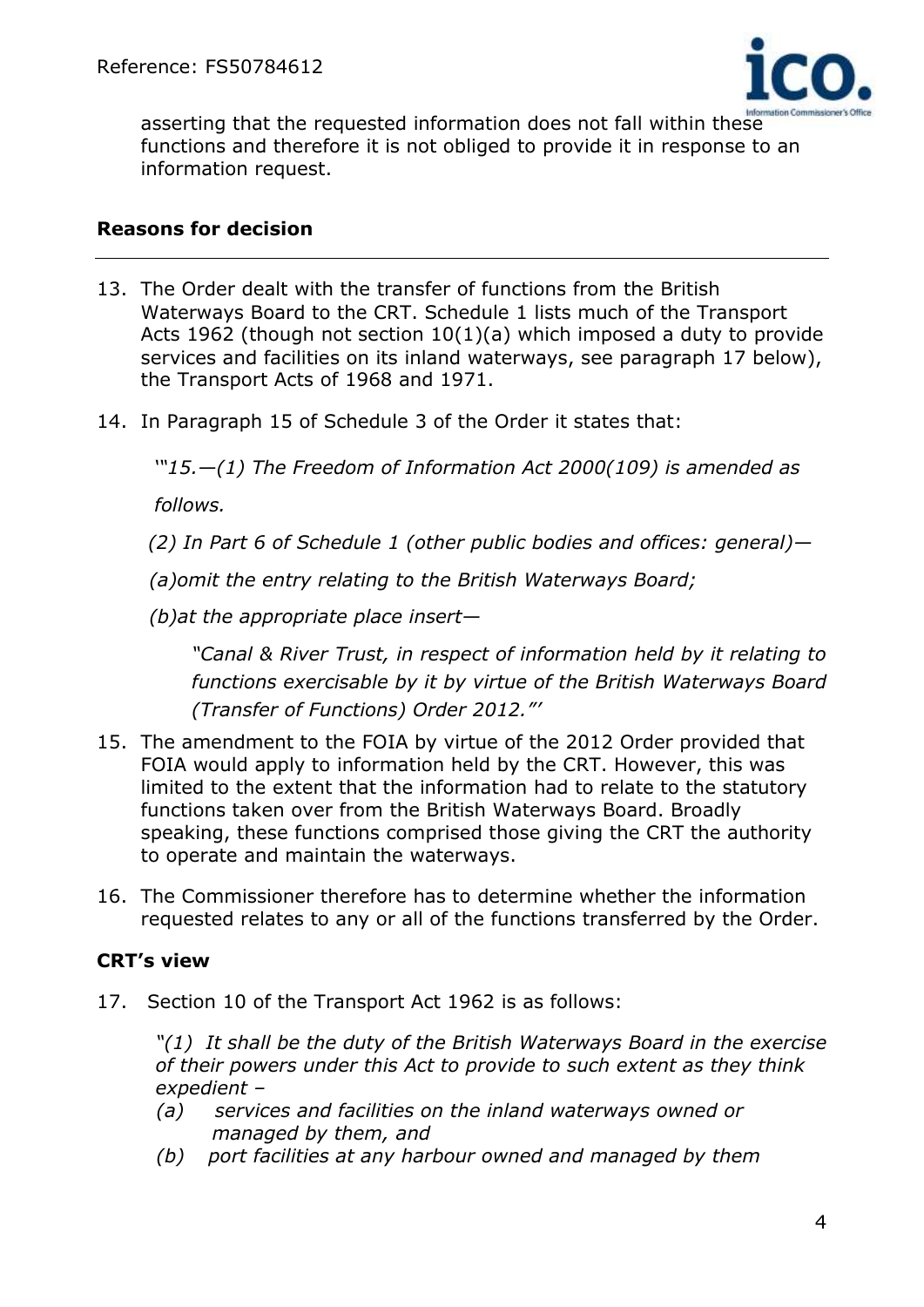asserting that the requested information does not fall within these functions and therefore it is not obliged to provide it in response to an information request.

## Reasons for decision

13. The Order dealt with the transfer of functions from the British Waterways Board to the CRT. Schedule 1 lists much of the Transport Acts 1962 (though not section 10(1)(a) which imposed a duty to provide services and facilities on its inland waterways, see paragraph 17 below), the Transport Acts of 1968 and 1971.

14. In Paragraph 15 of Schedule 3 of the Order it states that:

    *'"15.—(1) The Freedom of Information Act 2000(109) is amended as follows.*

    *(2) In Part 6 of Schedule 1 (other public bodies and offices: general)—*

    *(a)omit the entry relating to the British Waterways Board;*

    *(b)at the appropriate place insert—*

    *"Canal & River Trust, in respect of information held by it relating to functions exercisable by it by virtue of the British Waterways Board (Transfer of Functions) Order 2012."'*

15. The amendment to the FOIA by virtue of the 2012 Order provided that FOIA would apply to information held by the CRT. However, this was limited to the extent that the information had to relate to the statutory functions taken over from the British Waterways Board. Broadly speaking, these functions comprised those giving the CRT the authority to operate and maintain the waterways.

16. The Commissioner therefore has to determine whether the information requested relates to any or all of the functions transferred by the Order.

### CRT's view

17. Section 10 of the Transport Act 1962 is as follows:

    *"(1) It shall be the duty of the British Waterways Board in the exercise of their powers under this Act to provide to such extent as they think expedient –*

    *(a) services and facilities on the inland waterways owned or managed by them, and*

    *(b) port facilities at any harbour owned and managed by them*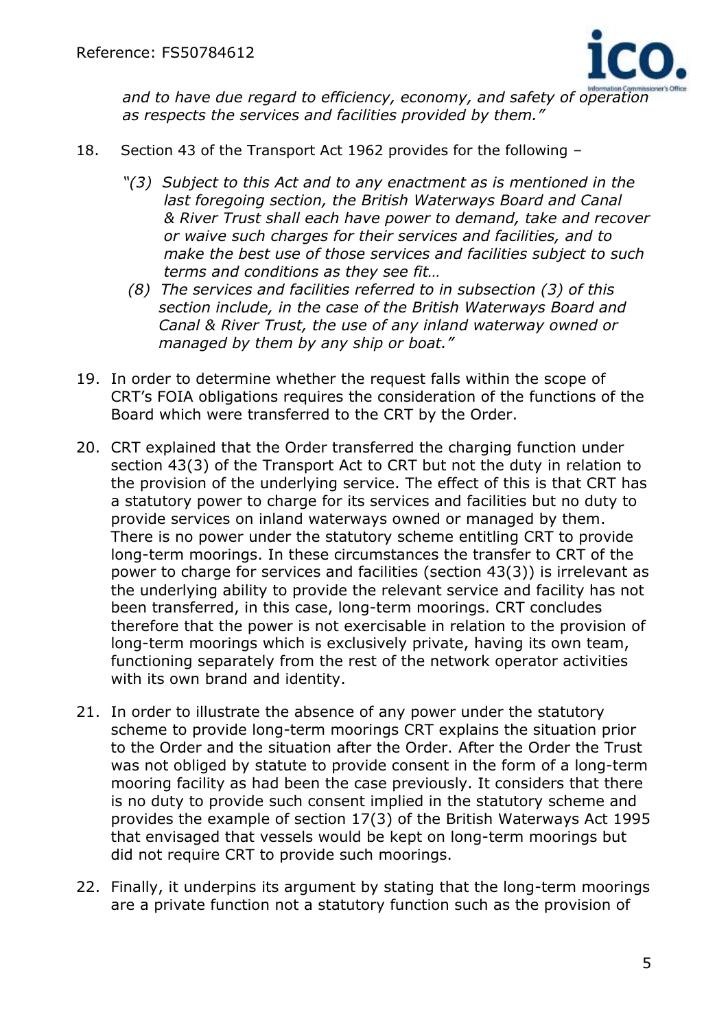*and to have due regard to efficiency, economy, and safety of operation as respects the services and facilities provided by them."*

18. Section 43 of the Transport Act 1962 provides for the following –

    *"(3) Subject to this Act and to any enactment as is mentioned in the last foregoing section, the British Waterways Board and Canal & River Trust shall each have power to demand, take and recover or waive such charges for their services and facilities, and to make the best use of those services and facilities subject to such terms and conditions as they see fit…*

    *(8) The services and facilities referred to in subsection (3) of this section include, in the case of the British Waterways Board and Canal & River Trust, the use of any inland waterway owned or managed by them by any ship or boat."*

19. In order to determine whether the request falls within the scope of CRT's FOIA obligations requires the consideration of the functions of the Board which were transferred to the CRT by the Order.

20. CRT explained that the Order transferred the charging function under section 43(3) of the Transport Act to CRT but not the duty in relation to the provision of the underlying service. The effect of this is that CRT has a statutory power to charge for its services and facilities but no duty to provide services on inland waterways owned or managed by them. There is no power under the statutory scheme entitling CRT to provide long-term moorings. In these circumstances the transfer to CRT of the power to charge for services and facilities (section 43(3)) is irrelevant as the underlying ability to provide the relevant service and facility has not been transferred, in this case, long-term moorings. CRT concludes therefore that the power is not exercisable in relation to the provision of long-term moorings which is exclusively private, having its own team, functioning separately from the rest of the network operator activities with its own brand and identity.

21. In order to illustrate the absence of any power under the statutory scheme to provide long-term moorings CRT explains the situation prior to the Order and the situation after the Order. After the Order the Trust was not obliged by statute to provide consent in the form of a long-term mooring facility as had been the case previously. It considers that there is no duty to provide such consent implied in the statutory scheme and provides the example of section 17(3) of the British Waterways Act 1995 that envisaged that vessels would be kept on long-term moorings but did not require CRT to provide such moorings.

22. Finally, it underpins its argument by stating that the long-term moorings are a private function not a statutory function such as the provision of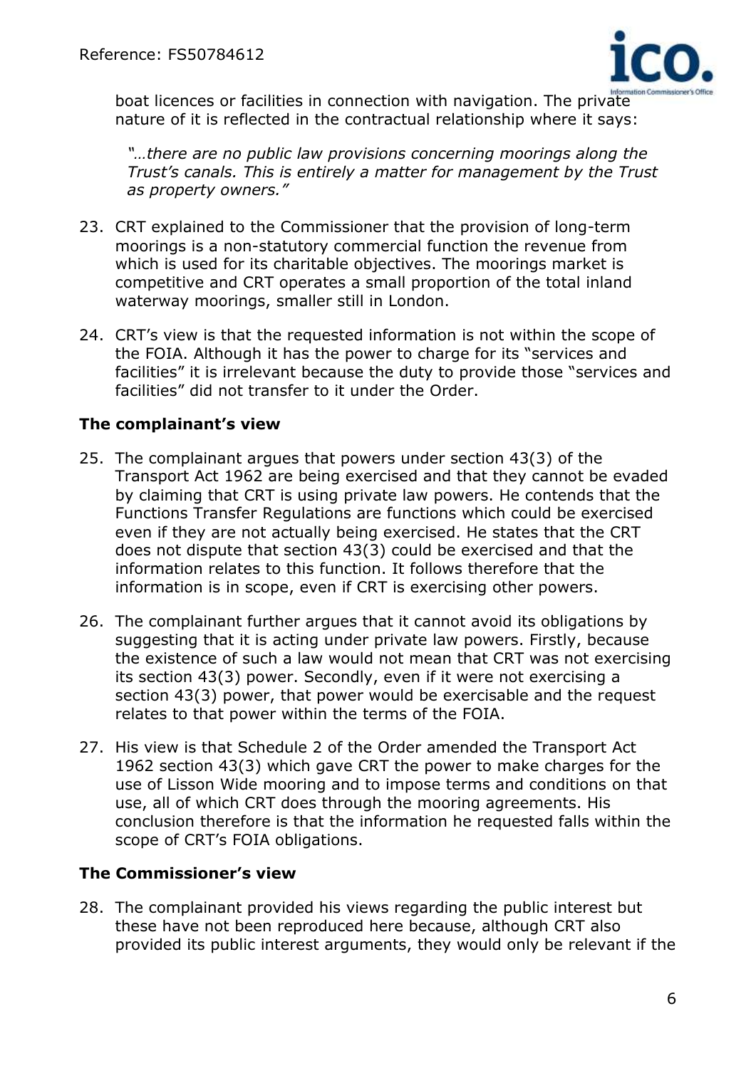boat licences or facilities in connection with navigation. The private nature of it is reflected in the contractual relationship where it says:

> *"…there are no public law provisions concerning moorings along the Trust's canals. This is entirely a matter for management by the Trust as property owners."*

23. CRT explained to the Commissioner that the provision of long-term moorings is a non-statutory commercial function the revenue from which is used for its charitable objectives. The moorings market is competitive and CRT operates a small proportion of the total inland waterway moorings, smaller still in London.

24. CRT's view is that the requested information is not within the scope of the FOIA. Although it has the power to charge for its "services and facilities" it is irrelevant because the duty to provide those "services and facilities" did not transfer to it under the Order.

### The complainant's view

25. The complainant argues that powers under section 43(3) of the Transport Act 1962 are being exercised and that they cannot be evaded by claiming that CRT is using private law powers. He contends that the Functions Transfer Regulations are functions which could be exercised even if they are not actually being exercised. He states that the CRT does not dispute that section 43(3) could be exercised and that the information relates to this function. It follows therefore that the information is in scope, even if CRT is exercising other powers.

26. The complainant further argues that it cannot avoid its obligations by suggesting that it is acting under private law powers. Firstly, because the existence of such a law would not mean that CRT was not exercising its section 43(3) power. Secondly, even if it were not exercising a section 43(3) power, that power would be exercisable and the request relates to that power within the terms of the FOIA.

27. His view is that Schedule 2 of the Order amended the Transport Act 1962 section 43(3) which gave CRT the power to make charges for the use of Lisson Wide mooring and to impose terms and conditions on that use, all of which CRT does through the mooring agreements. His conclusion therefore is that the information he requested falls within the scope of CRT's FOIA obligations.

### The Commissioner's view

28. The complainant provided his views regarding the public interest but these have not been reproduced here because, although CRT also provided its public interest arguments, they would only be relevant if the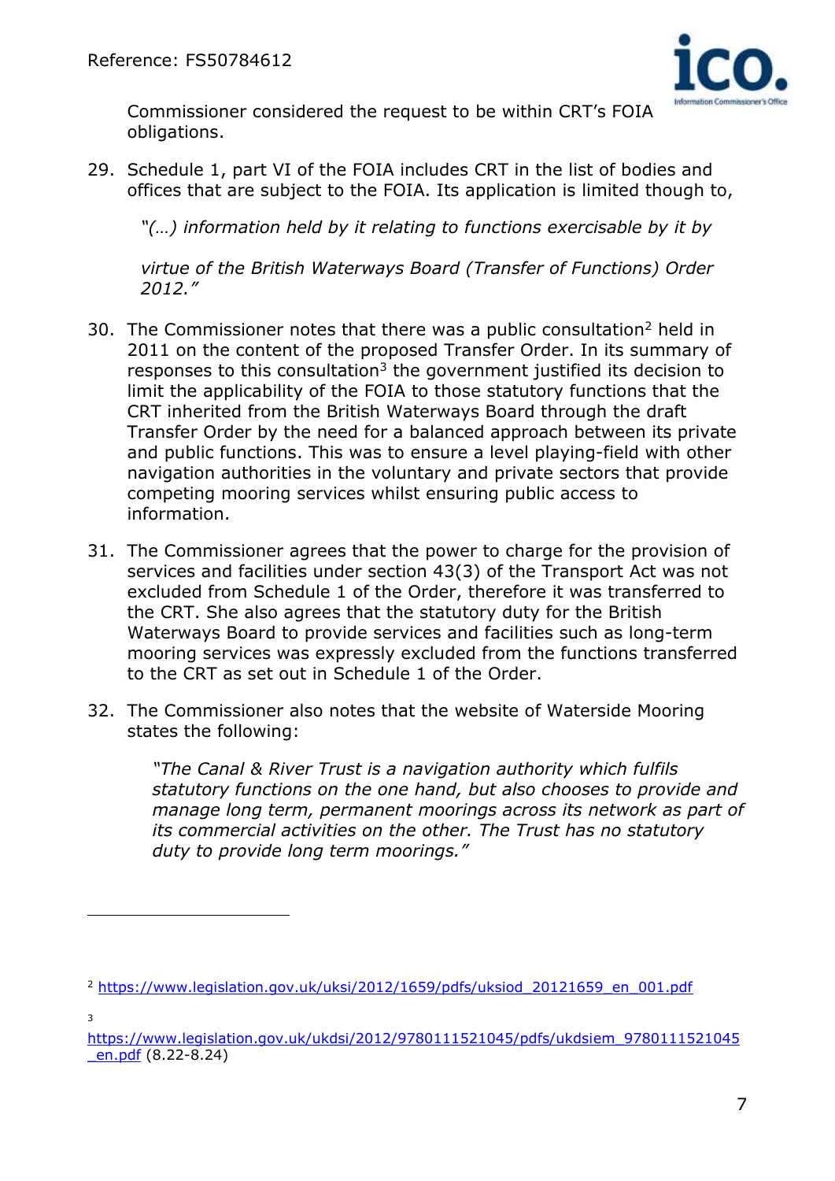Commissioner considered the request to be within CRT's FOIA obligations.

29. Schedule 1, part VI of the FOIA includes CRT in the list of bodies and offices that are subject to the FOIA. Its application is limited though to,

 *"(…) information held by it relating to functions exercisable by it by*

 *virtue of the British Waterways Board (Transfer of Functions) Order 2012."*

30. The Commissioner notes that there was a public consultation[2] held in 2011 on the content of the proposed Transfer Order. In its summary of responses to this consultation[3] the government justified its decision to limit the applicability of the FOIA to those statutory functions that the CRT inherited from the British Waterways Board through the draft Transfer Order by the need for a balanced approach between its private and public functions. This was to ensure a level playing-field with other navigation authorities in the voluntary and private sectors that provide competing mooring services whilst ensuring public access to information.

31. The Commissioner agrees that the power to charge for the provision of services and facilities under section 43(3) of the Transport Act was not excluded from Schedule 1 of the Order, therefore it was transferred to the CRT. She also agrees that the statutory duty for the British Waterways Board to provide services and facilities such as long-term mooring services was expressly excluded from the functions transferred to the CRT as set out in Schedule 1 of the Order.

32. The Commissioner also notes that the website of Waterside Mooring states the following:

 *"The Canal & River Trust is a navigation authority which fulfils statutory functions on the one hand, but also chooses to provide and manage long term, permanent moorings across its network as part of its commercial activities on the other. The Trust has no statutory duty to provide long term moorings."*

---

[2] https://www.legislation.gov.uk/uksi/2012/1659/pdfs/uksiod_20121659_en_001.pdf

[3] https://www.legislation.gov.uk/ukdsi/2012/9780111521045/pdfs/ukdsiem_9780111521045_en.pdf (8.22-8.24)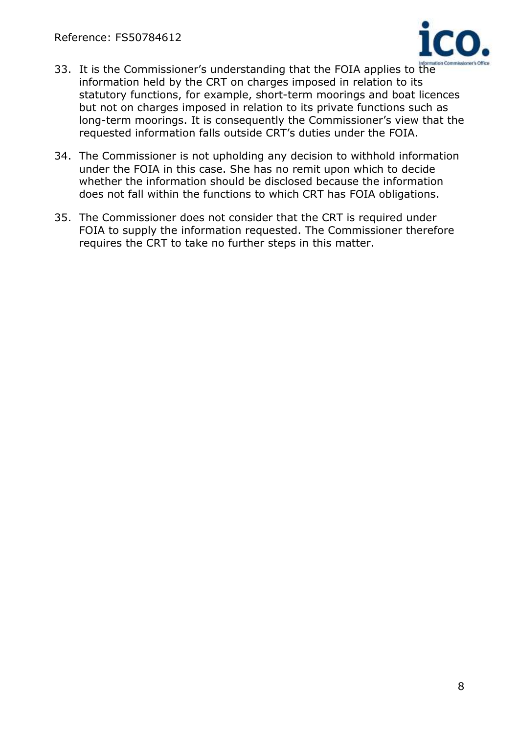33. It is the Commissioner's understanding that the FOIA applies to the information held by the CRT on charges imposed in relation to its statutory functions, for example, short-term moorings and boat licences but not on charges imposed in relation to its private functions such as long-term moorings. It is consequently the Commissioner's view that the requested information falls outside CRT's duties under the FOIA.

34. The Commissioner is not upholding any decision to withhold information under the FOIA in this case. She has no remit upon which to decide whether the information should be disclosed because the information does not fall within the functions to which CRT has FOIA obligations.

35. The Commissioner does not consider that the CRT is required under FOIA to supply the information requested. The Commissioner therefore requires the CRT to take no further steps in this matter.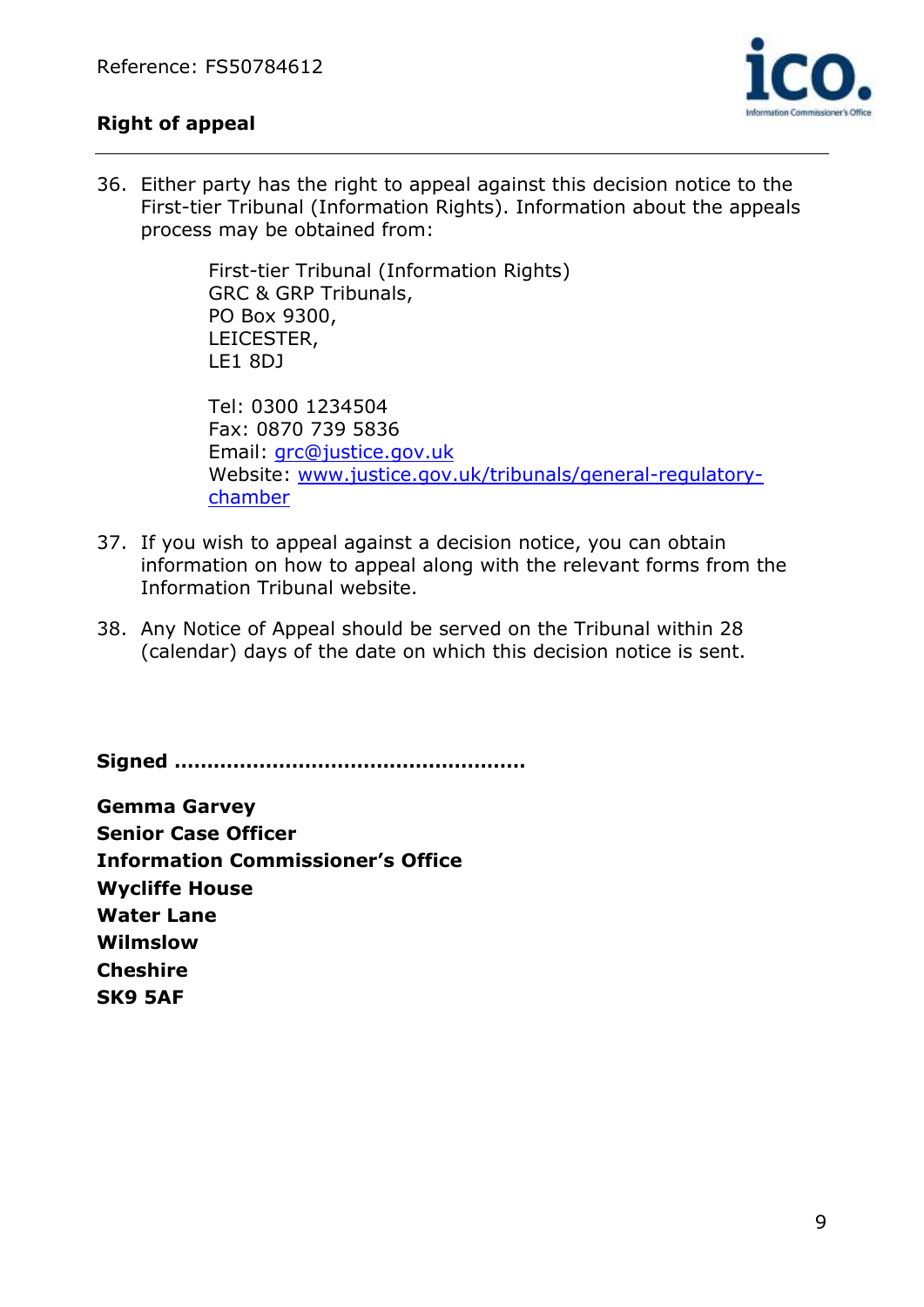## Right of appeal

36. Either party has the right to appeal against this decision notice to the First-tier Tribunal (Information Rights). Information about the appeals process may be obtained from:

    First-tier Tribunal (Information Rights)
    GRC & GRP Tribunals,
    PO Box 9300,
    LEICESTER,
    LE1 8DJ

    Tel: 0300 1234504
    Fax: 0870 739 5836
    Email: grc@justice.gov.uk
    Website: www.justice.gov.uk/tribunals/general-regulatory-chamber

37. If you wish to appeal against a decision notice, you can obtain information on how to appeal along with the relevant forms from the Information Tribunal website.

38. Any Notice of Appeal should be served on the Tribunal within 28 (calendar) days of the date on which this decision notice is sent.

**Signed ………………………………………………**

**Gemma Garvey**
**Senior Case Officer**
**Information Commissioner's Office**
**Wycliffe House**
**Water Lane**
**Wilmslow**
**Cheshire**
**SK9 5AF**